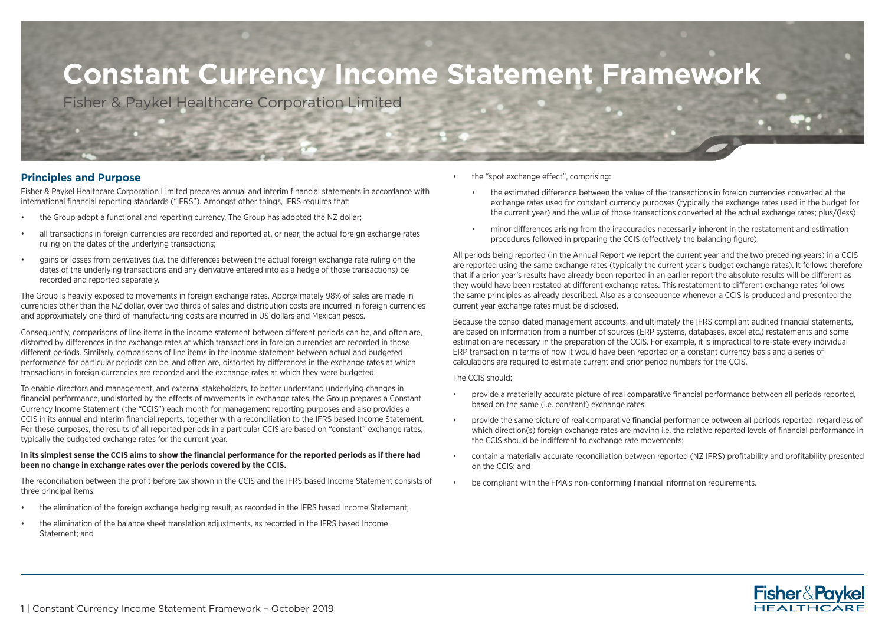# Constant Currency Income Statement Framework

Fisher & Paykel Healthcare Corporation Limited

## Principles and Purpose

Fisher & Paykel Healthcare Corporation Limited prepares annual and interim financial statements in accordance with international financial reporting standards ("IFRS"). Amongst other things, IFRS requires that:

- the Group adopt a functional and reporting currency. The Group has adopted the NZ dollar;
- all transactions in foreign currencies are recorded and reported at, or near, the actual foreign exchange rates ruling on the dates of the underlying transactions;
- gains or losses from derivatives (i.e. the differences between the actual foreign exchange rate ruling on the dates of the underlying transactions and any derivative entered into as a hedge of those transactions) be recorded and reported separately.

The Group is heavily exposed to movements in foreign exchange rates. Approximately 98% of sales are made in currencies other than the NZ dollar, over two thirds of sales and distribution costs are incurred in foreign currencies and approximately one third of manufacturing costs are incurred in US dollars and Mexican pesos.

Consequently, comparisons of line items in the income statement between different periods can be, and often are, distorted by differences in the exchange rates at which transactions in foreign currencies are recorded in those different periods. Similarly, comparisons of line items in the income statement between actual and budgeted performance for particular periods can be, and often are, distorted by differences in the exchange rates at which transactions in foreign currencies are recorded and the exchange rates at which they were budgeted.

To enable directors and management, and external stakeholders, to better understand underlying changes in financial performance, undistorted by the effects of movements in exchange rates, the Group prepares a Constant Currency Income Statement (the "CCIS") each month for management reporting purposes and also provides a CCIS in its annual and interim financial reports, together with a reconciliation to the IFRS based Income Statement. For these purposes, the results of all reported periods in a particular CCIS are based on "constant" exchange rates, typically the budgeted exchange rates for the current year.

**In its simplest sense the CCIS aims to show the financial performance for the reported periods as if there had been no change in exchange rates over the periods covered by the CCIS.**

The reconciliation between the profit before tax shown in the CCIS and the IFRS based Income Statement consists of three principal items:

- the elimination of the foreign exchange hedging result, as recorded in the IFRS based Income Statement;
- the elimination of the balance sheet translation adjustments, as recorded in the IFRS based Income Statement; and
- the "spot exchange effect", comprising:
    - the estimated difference between the value of the transactions in foreign currencies converted at the exchange rates used for constant currency purposes (typically the exchange rates used in the budget for the current year) and the value of those transactions converted at the actual exchange rates; plus/(less)
    - minor differences arising from the inaccuracies necessarily inherent in the restatement and estimation procedures followed in preparing the CCIS (effectively the balancing figure).

All periods being reported (in the Annual Report we report the current year and the two preceding years) in a CCIS are reported using the same exchange rates (typically the current year's budget exchange rates). It follows therefore that if a prior year's results have already been reported in an earlier report the absolute results will be different as they would have been restated at different exchange rates. This restatement to different exchange rates follows the same principles as already described. Also as a consequence whenever a CCIS is produced and presented the current year exchange rates must be disclosed.

Because the consolidated management accounts, and ultimately the IFRS compliant audited financial statements, are based on information from a number of sources (ERP systems, databases, excel etc.) restatements and some estimation are necessary in the preparation of the CCIS. For example, it is impractical to re-state every individual ERP transaction in terms of how it would have been reported on a constant currency basis and a series of calculations are required to estimate current and prior period numbers for the CCIS.

The CCIS should:

- provide a materially accurate picture of real comparative financial performance between all periods reported, based on the same (i.e. constant) exchange rates;
- provide the same picture of real comparative financial performance between all periods reported, regardless of which direction(s) foreign exchange rates are moving i.e. the relative reported levels of financial performance in the CCIS should be indifferent to exchange rate movements;
- contain a materially accurate reconciliation between reported (NZ IFRS) profitability and profitability presented on the CCIS; and
- be compliant with the FMA's non-conforming financial information requirements.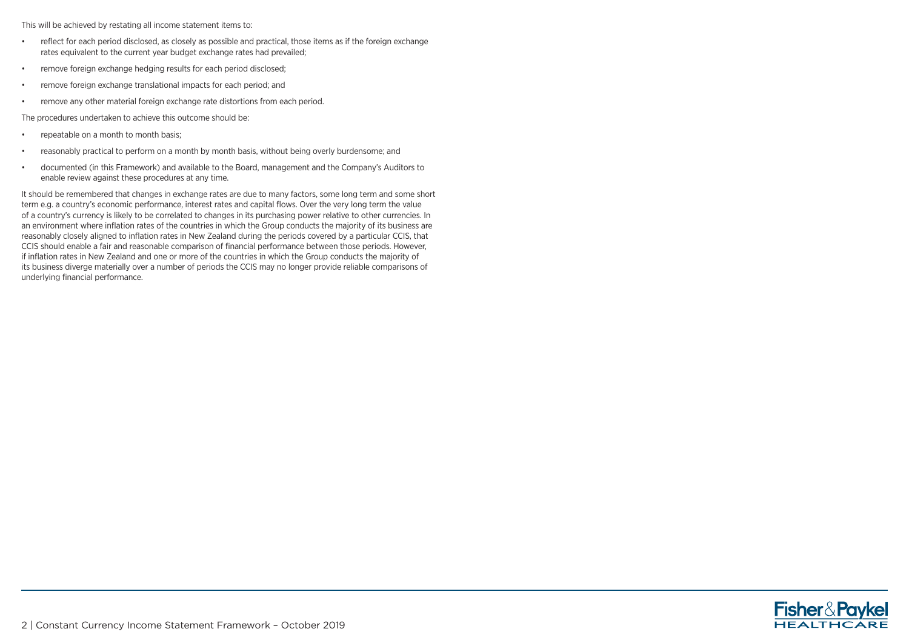This will be achieved by restating all income statement items to:

- reflect for each period disclosed, as closely as possible and practical, those items as if the foreign exchange rates equivalent to the current year budget exchange rates had prevailed;
- remove foreign exchange hedging results for each period disclosed;
- remove foreign exchange translational impacts for each period; and
- remove any other material foreign exchange rate distortions from each period.

The procedures undertaken to achieve this outcome should be:

- repeatable on a month to month basis;
- reasonably practical to perform on a month by month basis, without being overly burdensome; and
- documented (in this Framework) and available to the Board, management and the Company's Auditors to enable review against these procedures at any time.

It should be remembered that changes in exchange rates are due to many factors, some long term and some short term e.g. a country's economic performance, interest rates and capital flows. Over the very long term the value of a country's currency is likely to be correlated to changes in its purchasing power relative to other currencies. In an environment where inflation rates of the countries in which the Group conducts the majority of its business are reasonably closely aligned to inflation rates in New Zealand during the periods covered by a particular CCIS, that CCIS should enable a fair and reasonable comparison of financial performance between those periods. However, if inflation rates in New Zealand and one or more of the countries in which the Group conducts the majority of its business diverge materially over a number of periods the CCIS may no longer provide reliable comparisons of underlying financial performance.